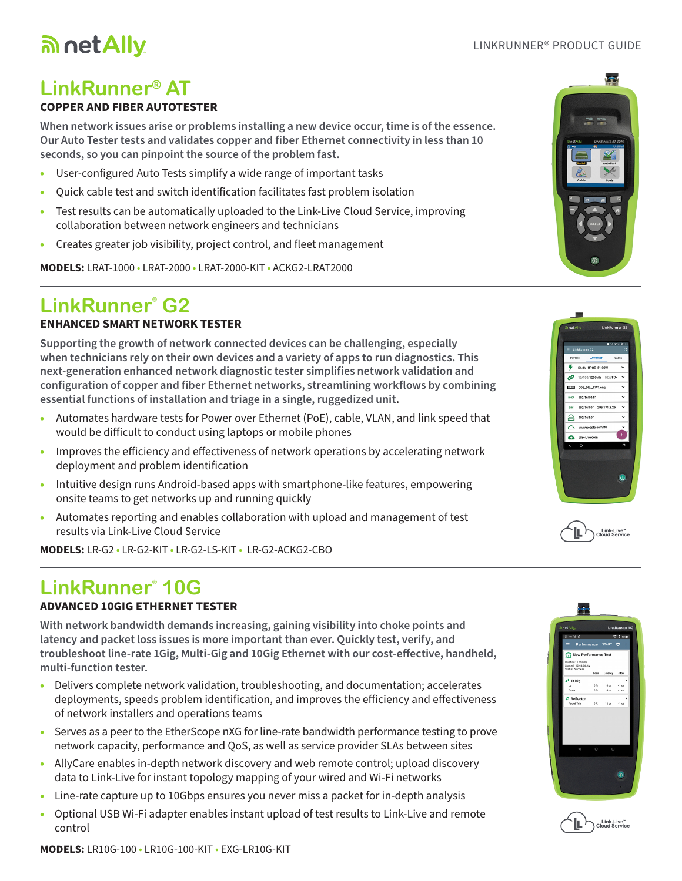# netAlly

LINKRUNNER® PRODUCT GUIDE

## LinkRunner® AT

### COPPER AND FIBER AUTOTESTER

**When network issues arise or problems installing a new device occur, time is of the essence. Our Auto Tester tests and validates copper and fiber Ethernet connectivity in less than 10 seconds, so you can pinpoint the source of the problem fast.**

- User-configured Auto Tests simplify a wide range of important tasks
- Quick cable test and switch identification facilitates fast problem isolation
- Test results can be automatically uploaded to the Link-Live Cloud Service, improving collaboration between network engineers and technicians
- Creates greater job visibility, project control, and fleet management

**MODELS:** LRAT-1000 • LRAT-2000 • LRAT-2000-KIT • ACKG2-LRAT2000

---

## LinkRunner® G2

### ENHANCED SMART NETWORK TESTER

**Supporting the growth of network connected devices can be challenging, especially when technicians rely on their own devices and a variety of apps to run diagnostics. This next-generation enhanced network diagnostic tester simplifies network validation and configuration of copper and fiber Ethernet networks, streamlining workflows by combining essential functions of installation and triage in a single, ruggedized unit.**

- Automates hardware tests for Power over Ethernet (PoE), cable, VLAN, and link speed that would be difficult to conduct using laptops or mobile phones
- Improves the efficiency and effectiveness of network operations by accelerating network deployment and problem identification
- Intuitive design runs Android-based apps with smartphone-like features, empowering onsite teams to get networks up and running quickly
- Automates reporting and enables collaboration with upload and management of test results via Link-Live Cloud Service

**MODELS:** LR-G2 • LR-G2-KIT • LR-G2-LS-KIT • LR-G2-ACKG2-CBO

Link-Live™ Cloud Service

---

## LinkRunner® 10G

### ADVANCED 10GIG ETHERNET TESTER

**With network bandwidth demands increasing, gaining visibility into choke points and latency and packet loss issues is more important than ever. Quickly test, verify, and troubleshoot line-rate 1Gig, Multi-Gig and 10Gig Ethernet with our cost-effective, handheld, multi-function tester.**

- Delivers complete network validation, troubleshooting, and documentation; accelerates deployments, speeds problem identification, and improves the efficiency and effectiveness of network installers and operations teams
- Serves as a peer to the EtherScope nXG for line-rate bandwidth performance testing to prove network capacity, performance and QoS, as well as service provider SLAs between sites
- AllyCare enables in-depth network discovery and web remote control; upload discovery data to Link-Live for instant topology mapping of your wired and Wi-Fi networks
- Line-rate capture up to 10Gbps ensures you never miss a packet for in-depth analysis
- Optional USB Wi-Fi adapter enables instant upload of test results to Link-Live and remote control

Link-Live™ Cloud Service

**MODELS:** LR10G-100 • LR10G-100-KIT • EXG-LR10G-KIT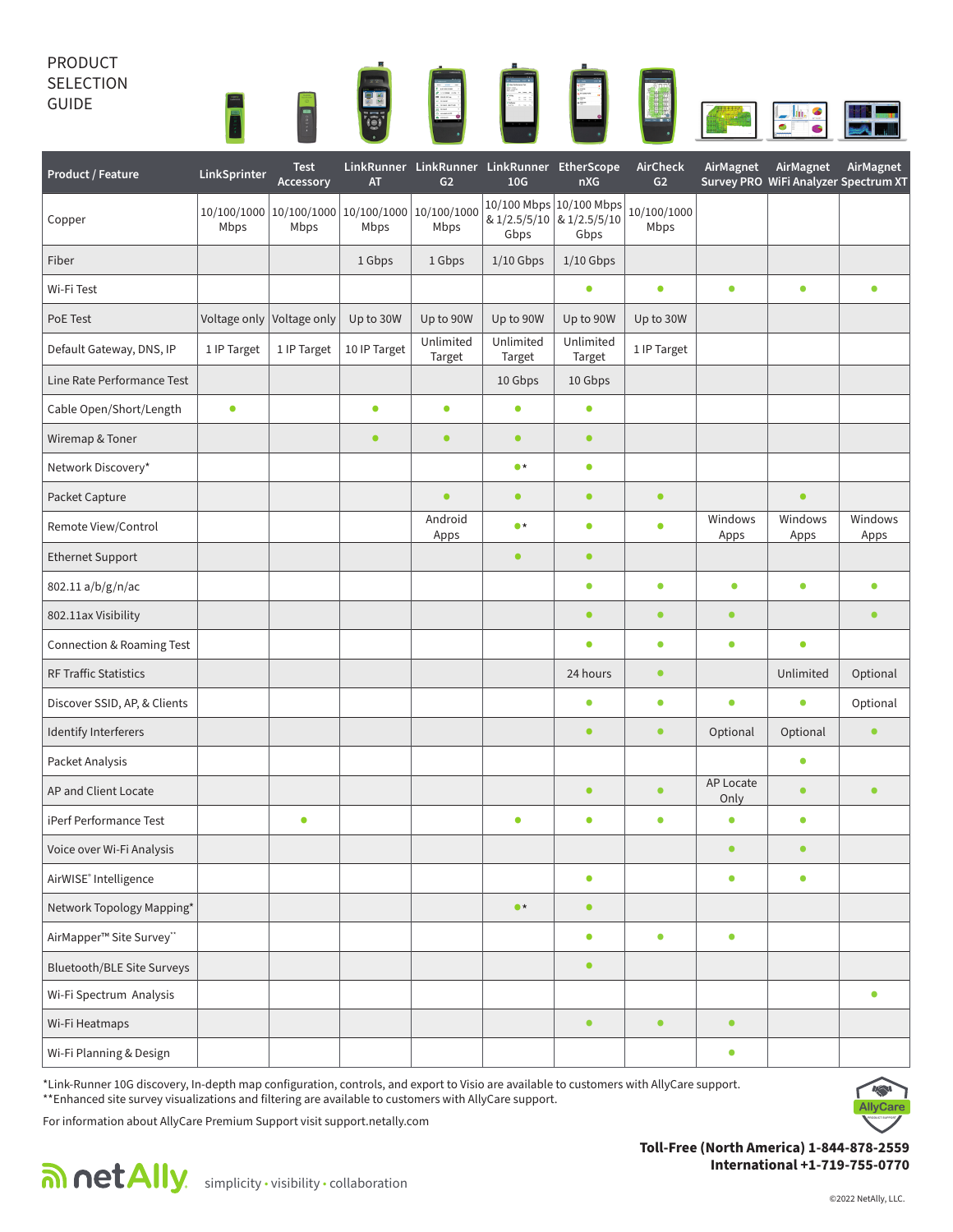# PRODUCT SELECTION GUIDE

| Product / Feature | LinkSprinter | Test Accessory | LinkRunner AT | LinkRunner G2 | LinkRunner 10G | EtherScope nXG | AirCheck G2 | AirMagnet Survey PRO | AirMagnet WiFi Analyzer | AirMagnet Spectrum XT |
|---|---|---|---|---|---|---|---|---|---|---|
| Copper | 10/100/1000 Mbps | 10/100/1000 Mbps | 10/100/1000 Mbps | 10/100/1000 Mbps | 10/100 Mbps & 1/2.5/5/10 Gbps | 10/100 Mbps & 1/2.5/5/10 Gbps | 10/100/1000 Mbps | | | |
| Fiber | | | 1 Gbps | 1 Gbps | 1/10 Gbps | 1/10 Gbps | | | | |
| Wi-Fi Test | | | | | | ● | ● | ● | ● | ● |
| PoE Test | Voltage only | Voltage only | Up to 30W | Up to 90W | Up to 90W | Up to 90W | Up to 30W | | | |
| Default Gateway, DNS, IP | 1 IP Target | 1 IP Target | 10 IP Target | Unlimited Target | Unlimited Target | Unlimited Target | 1 IP Target | | | |
| Line Rate Performance Test | | | | | 10 Gbps | 10 Gbps | | | | |
| Cable Open/Short/Length | ● | | ● | ● | ● | ● | | | | |
| Wiremap & Toner | | | ● | ● | ● | ● | | | | |
| Network Discovery* | | | | | ●* | ● | | | | |
| Packet Capture | | | | ● | ● | ● | ● | | ● | |
| Remote View/Control | | | | Android Apps | ●* | ● | ● | Windows Apps | Windows Apps | Windows Apps |
| Ethernet Support | | | | | ● | ● | | | | |
| 802.11 a/b/g/n/ac | | | | | | ● | ● | ● | ● | ● |
| 802.11ax Visibility | | | | | | ● | ● | ● | | ● |
| Connection & Roaming Test | | | | | | ● | ● | ● | ● | |
| RF Traffic Statistics | | | | | | 24 hours | ● | | Unlimited | Optional |
| Discover SSID, AP, & Clients | | | | | | ● | ● | ● | ● | Optional |
| Identify Interferers | | | | | | ● | ● | Optional | Optional | ● |
| Packet Analysis | | | | | | | | | ● | |
| AP and Client Locate | | | | | | ● | ● | AP Locate Only | ● | ● |
| iPerf Performance Test | | ● | | | ● | ● | ● | ● | ● | |
| Voice over Wi-Fi Analysis | | | | | | | | ● | ● | |
| AirWISE® Intelligence | | | | | | ● | | ● | ● | |
| Network Topology Mapping* | | | | | ●* | ● | | | | |
| AirMapper™ Site Survey** | | | | | | ● | ● | ● | | |
| Bluetooth/BLE Site Surveys | | | | | | ● | | | | |
| Wi-Fi Spectrum Analysis | | | | | | | | | | ● |
| Wi-Fi Heatmaps | | | | | | ● | ● | ● | | |
| Wi-Fi Planning & Design | | | | | | | | ● | | |

*Link-Runner 10G discovery, In-depth map configuration, controls, and export to Visio are available to customers with AllyCare support.
**Enhanced site survey visualizations and filtering are available to customers with AllyCare support.

For information about AllyCare Premium Support visit support.netally.com

AllyCare PRODUCT SUPPORT

**Toll-Free (North America) 1-844-878-2559**
**International +1-719-755-0770**

netAlly simplicity • visibility • collaboration

©2022 NetAlly, LLC.